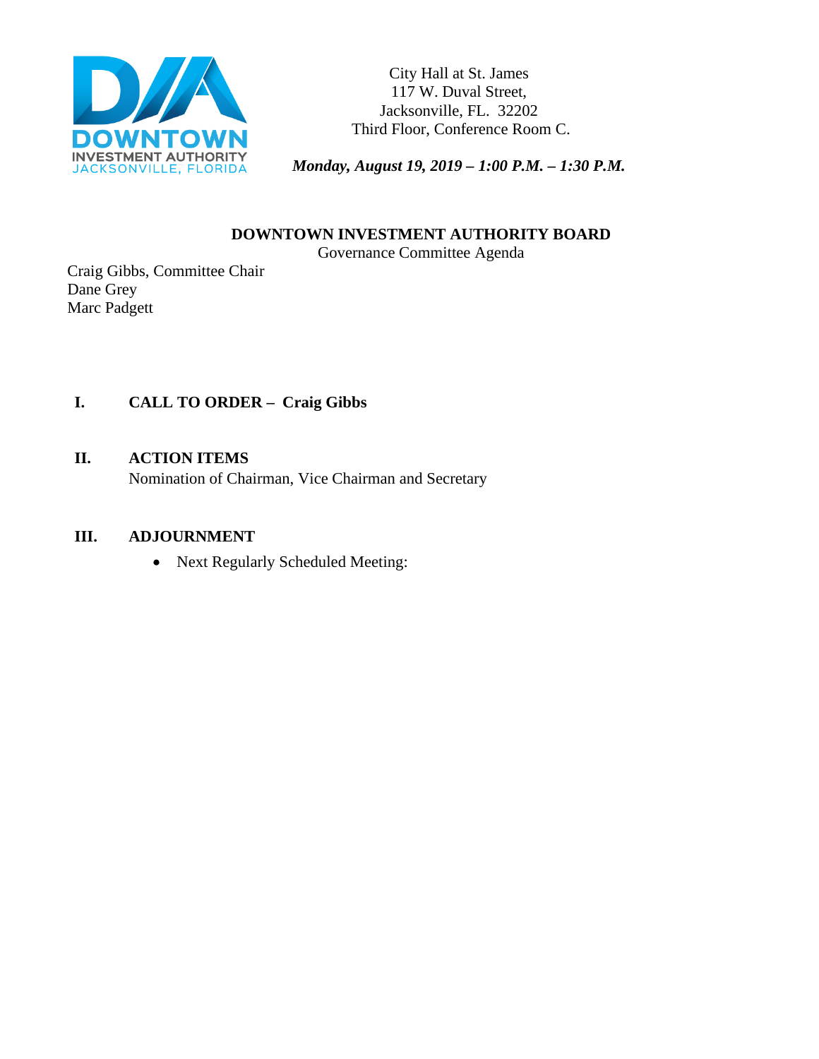DOWNTOWN INVESTMENT AUTHORITY
JACKSONVILLE, FLORIDA

City Hall at St. James
117 W. Duval Street,
Jacksonville, FL. 32202
Third Floor, Conference Room C.

***Monday, August 19, 2019 – 1:00 P.M. – 1:30 P.M.***

**DOWNTOWN INVESTMENT AUTHORITY BOARD**

Governance Committee Agenda

Craig Gibbs, Committee Chair
Dane Grey
Marc Padgett

**I. CALL TO ORDER – Craig Gibbs**

**II. ACTION ITEMS**

Nomination of Chairman, Vice Chairman and Secretary

**III. ADJOURNMENT**

- Next Regularly Scheduled Meeting: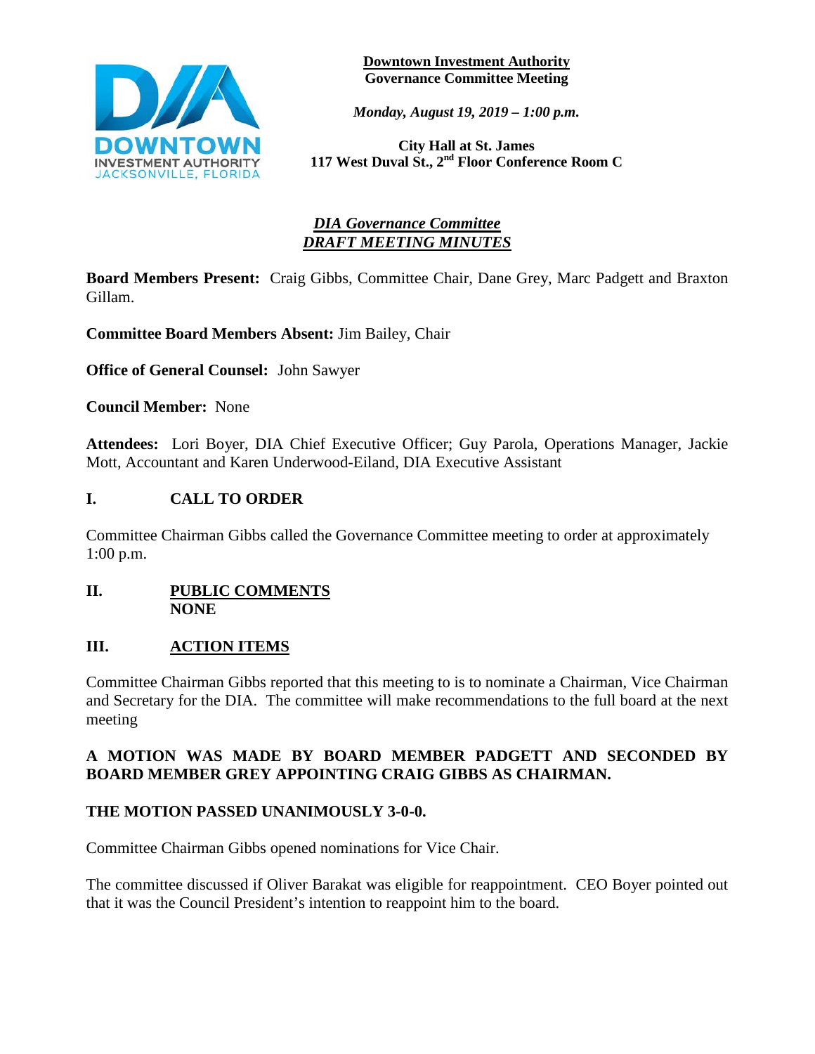**Downtown Investment Authority**
**Governance Committee Meeting**

*Monday, August 19, 2019 – 1:00 p.m.*

**City Hall at St. James**
**117 West Duval St., 2nd Floor Conference Room C**

## *DIA Governance Committee*
## *DRAFT MEETING MINUTES*

**Board Members Present:** Craig Gibbs, Committee Chair, Dane Grey, Marc Padgett and Braxton Gillam.

**Committee Board Members Absent:** Jim Bailey, Chair

**Office of General Counsel:** John Sawyer

**Council Member:** None

**Attendees:** Lori Boyer, DIA Chief Executive Officer; Guy Parola, Operations Manager, Jackie Mott, Accountant and Karen Underwood-Eiland, DIA Executive Assistant

## I. CALL TO ORDER

Committee Chairman Gibbs called the Governance Committee meeting to order at approximately 1:00 p.m.

## II. PUBLIC COMMENTS
**NONE**

## III. ACTION ITEMS

Committee Chairman Gibbs reported that this meeting to is to nominate a Chairman, Vice Chairman and Secretary for the DIA. The committee will make recommendations to the full board at the next meeting

**A MOTION WAS MADE BY BOARD MEMBER PADGETT AND SECONDED BY BOARD MEMBER GREY APPOINTING CRAIG GIBBS AS CHAIRMAN.**

**THE MOTION PASSED UNANIMOUSLY 3-0-0.**

Committee Chairman Gibbs opened nominations for Vice Chair.

The committee discussed if Oliver Barakat was eligible for reappointment. CEO Boyer pointed out that it was the Council President's intention to reappoint him to the board.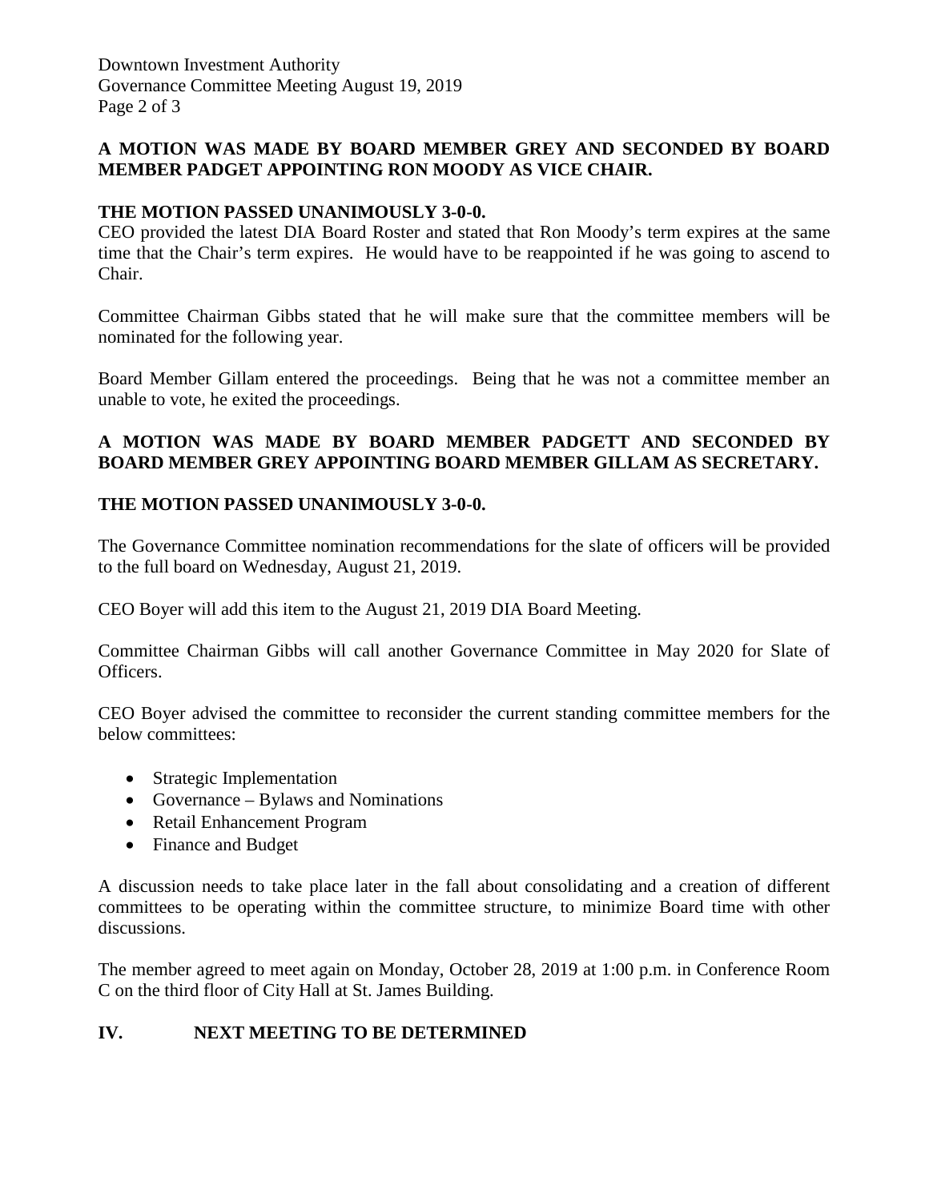**A MOTION WAS MADE BY BOARD MEMBER GREY AND SECONDED BY BOARD MEMBER PADGET APPOINTING RON MOODY AS VICE CHAIR.**

**THE MOTION PASSED UNANIMOUSLY 3-0-0.**

CEO provided the latest DIA Board Roster and stated that Ron Moody's term expires at the same time that the Chair's term expires. He would have to be reappointed if he was going to ascend to Chair.

Committee Chairman Gibbs stated that he will make sure that the committee members will be nominated for the following year.

Board Member Gillam entered the proceedings. Being that he was not a committee member an unable to vote, he exited the proceedings.

**A MOTION WAS MADE BY BOARD MEMBER PADGETT AND SECONDED BY BOARD MEMBER GREY APPOINTING BOARD MEMBER GILLAM AS SECRETARY.**

**THE MOTION PASSED UNANIMOUSLY 3-0-0.**

The Governance Committee nomination recommendations for the slate of officers will be provided to the full board on Wednesday, August 21, 2019.

CEO Boyer will add this item to the August 21, 2019 DIA Board Meeting.

Committee Chairman Gibbs will call another Governance Committee in May 2020 for Slate of Officers.

CEO Boyer advised the committee to reconsider the current standing committee members for the below committees:

- Strategic Implementation
- Governance – Bylaws and Nominations
- Retail Enhancement Program
- Finance and Budget

A discussion needs to take place later in the fall about consolidating and a creation of different committees to be operating within the committee structure, to minimize Board time with other discussions.

The member agreed to meet again on Monday, October 28, 2019 at 1:00 p.m. in Conference Room C on the third floor of City Hall at St. James Building.

## IV. NEXT MEETING TO BE DETERMINED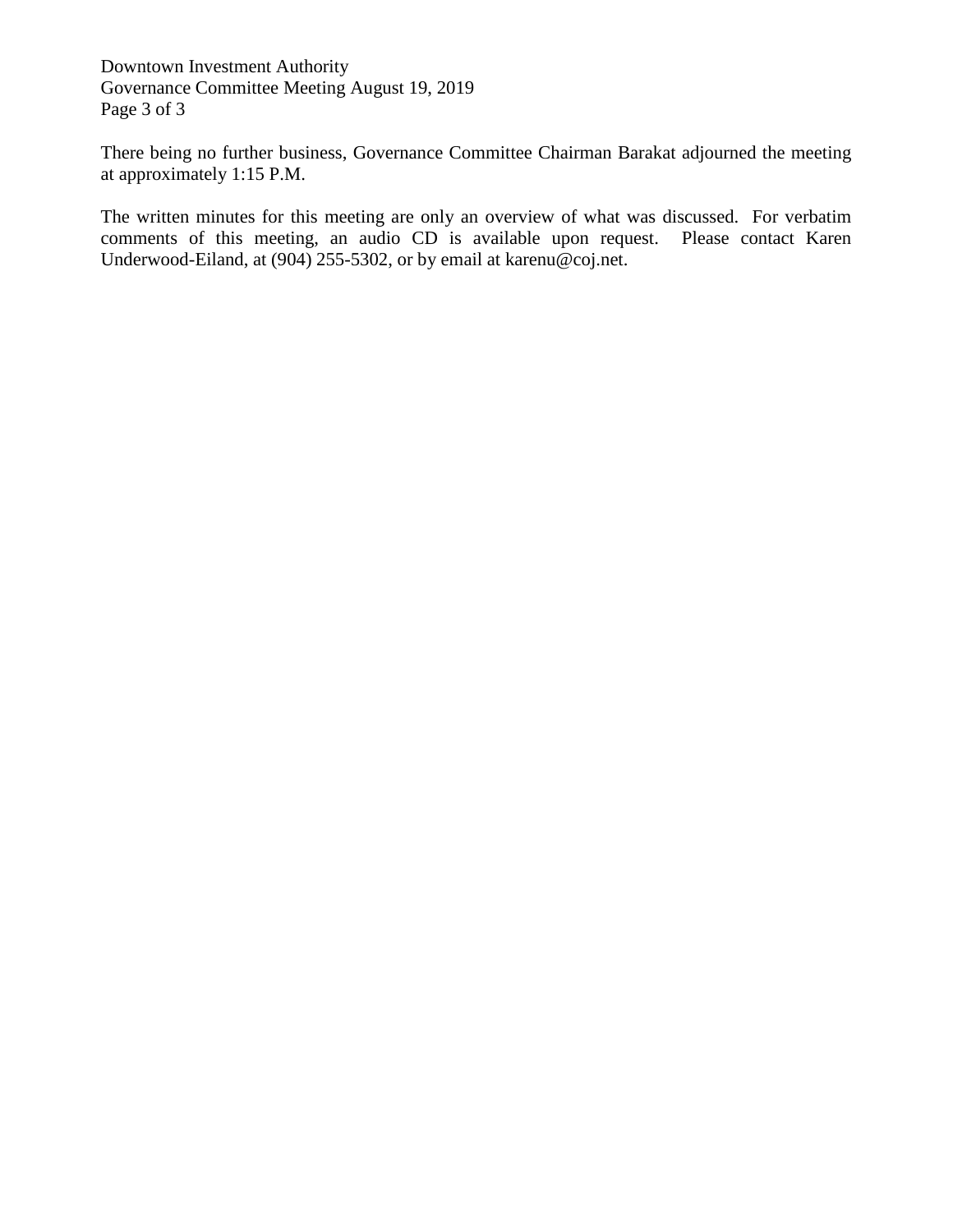There being no further business, Governance Committee Chairman Barakat adjourned the meeting at approximately 1:15 P.M.

The written minutes for this meeting are only an overview of what was discussed. For verbatim comments of this meeting, an audio CD is available upon request. Please contact Karen Underwood-Eiland, at (904) 255-5302, or by email at karenu@coj.net.